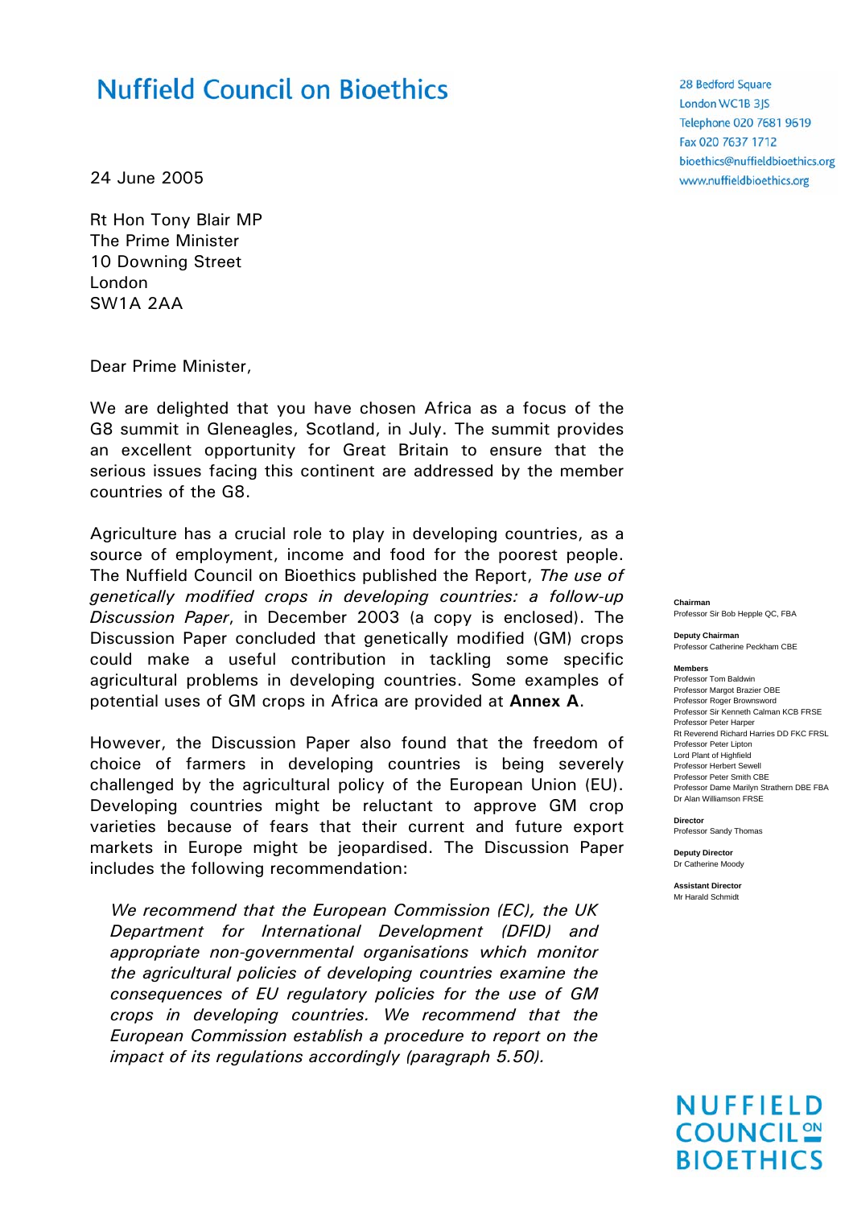# Nuffield Council on Bioethics

28 Bedford Square
London WC1B 3JS
Telephone 020 7681 9619
Fax 020 7637 1712
bioethics@nuffieldbioethics.org
www.nuffieldbioethics.org

24 June 2005

Rt Hon Tony Blair MP
The Prime Minister
10 Downing Street
London
SW1A 2AA

Dear Prime Minister,

We are delighted that you have chosen Africa as a focus of the G8 summit in Gleneagles, Scotland, in July. The summit provides an excellent opportunity for Great Britain to ensure that the serious issues facing this continent are addressed by the member countries of the G8.

Agriculture has a crucial role to play in developing countries, as a source of employment, income and food for the poorest people. The Nuffield Council on Bioethics published the Report, *The use of genetically modified crops in developing countries: a follow-up Discussion Paper*, in December 2003 (a copy is enclosed). The Discussion Paper concluded that genetically modified (GM) crops could make a useful contribution in tackling some specific agricultural problems in developing countries. Some examples of potential uses of GM crops in Africa are provided at **Annex A**.

However, the Discussion Paper also found that the freedom of choice of farmers in developing countries is being severely challenged by the agricultural policy of the European Union (EU). Developing countries might be reluctant to approve GM crop varieties because of fears that their current and future export markets in Europe might be jeopardised. The Discussion Paper includes the following recommendation:

> *We recommend that the European Commission (EC), the UK Department for International Development (DFID) and appropriate non-governmental organisations which monitor the agricultural policies of developing countries examine the consequences of EU regulatory policies for the use of GM crops in developing countries. We recommend that the European Commission establish a procedure to report on the impact of its regulations accordingly (paragraph 5.50).*

**Chairman**
Professor Sir Bob Hepple QC, FBA

**Deputy Chairman**
Professor Catherine Peckham CBE

**Members**
Professor Tom Baldwin
Professor Margot Brazier OBE
Professor Roger Brownsword
Professor Sir Kenneth Calman KCB FRSE
Professor Peter Harper
Rt Reverend Richard Harries DD FKC FRSL
Professor Peter Lipton
Lord Plant of Highfield
Professor Herbert Sewell
Professor Peter Smith CBE
Professor Dame Marilyn Strathern DBE FBA
Dr Alan Williamson FRSE

**Director**
Professor Sandy Thomas

**Deputy Director**
Dr Catherine Moody

**Assistant Director**
Mr Harald Schmidt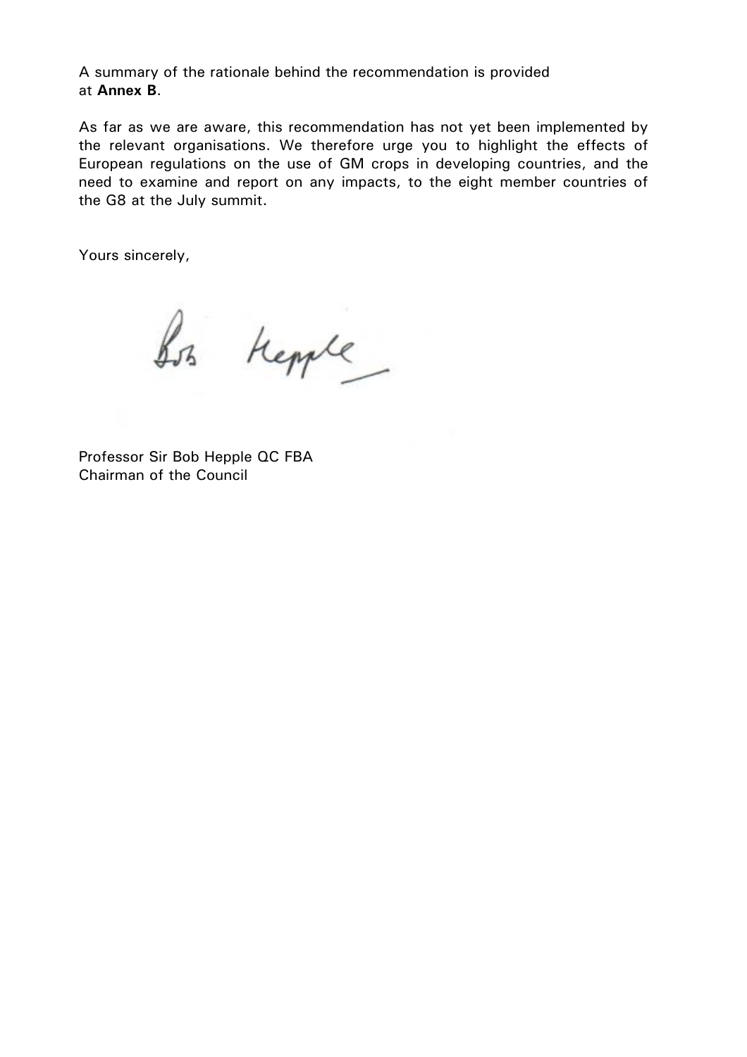A summary of the rationale behind the recommendation is provided at **Annex B**.

As far as we are aware, this recommendation has not yet been implemented by the relevant organisations. We therefore urge you to highlight the effects of European regulations on the use of GM crops in developing countries, and the need to examine and report on any impacts, to the eight member countries of the G8 at the July summit.

Yours sincerely,

Bob Hepple

Professor Sir Bob Hepple QC FBA
Chairman of the Council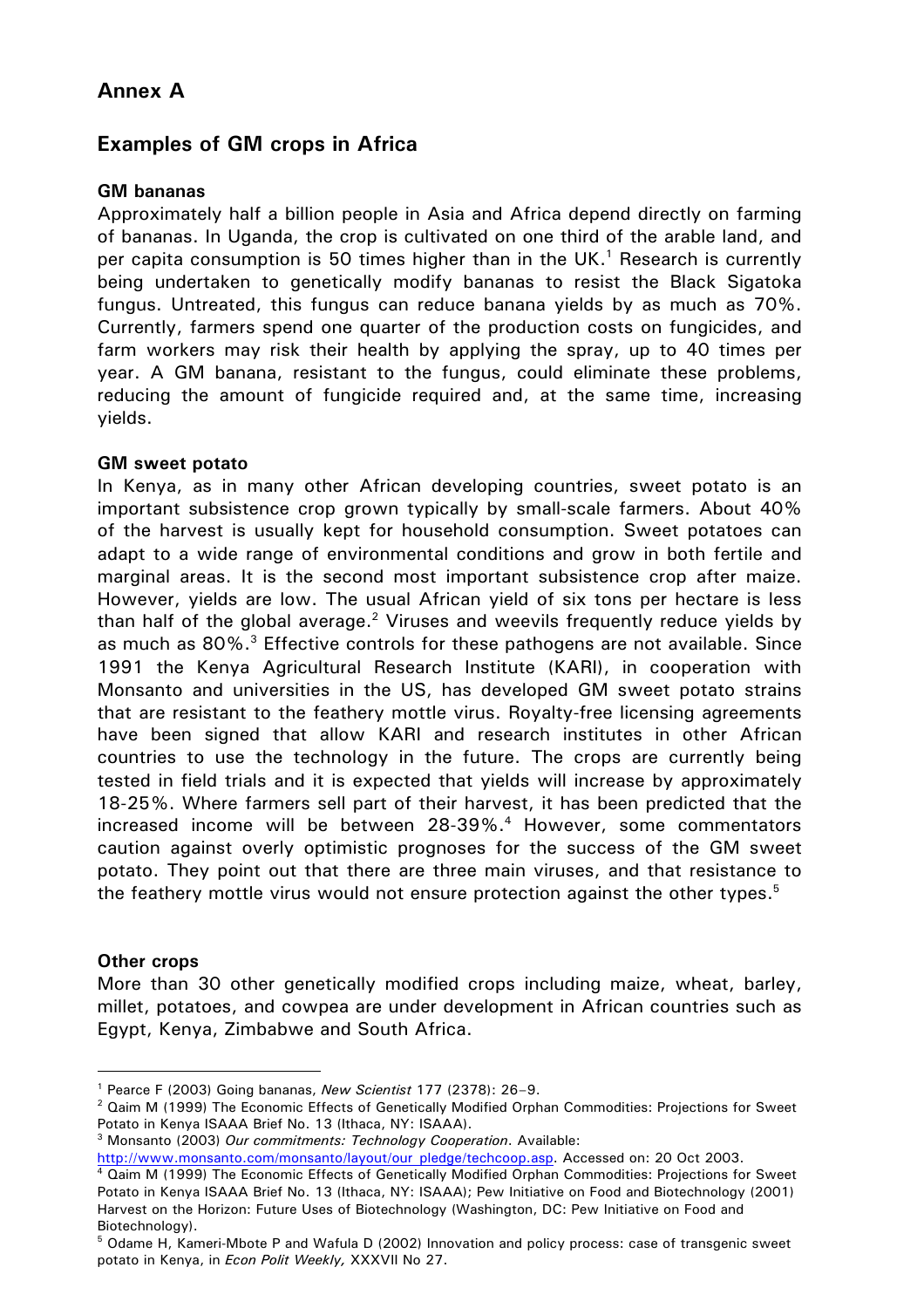## Annex A

## Examples of GM crops in Africa

**GM bananas**

Approximately half a billion people in Asia and Africa depend directly on farming of bananas. In Uganda, the crop is cultivated on one third of the arable land, and per capita consumption is 50 times higher than in the UK.[1] Research is currently being undertaken to genetically modify bananas to resist the Black Sigatoka fungus. Untreated, this fungus can reduce banana yields by as much as 70%. Currently, farmers spend one quarter of the production costs on fungicides, and farm workers may risk their health by applying the spray, up to 40 times per year. A GM banana, resistant to the fungus, could eliminate these problems, reducing the amount of fungicide required and, at the same time, increasing yields.

**GM sweet potato**

In Kenya, as in many other African developing countries, sweet potato is an important subsistence crop grown typically by small-scale farmers. About 40% of the harvest is usually kept for household consumption. Sweet potatoes can adapt to a wide range of environmental conditions and grow in both fertile and marginal areas. It is the second most important subsistence crop after maize. However, yields are low. The usual African yield of six tons per hectare is less than half of the global average.[2] Viruses and weevils frequently reduce yields by as much as 80%.[3] Effective controls for these pathogens are not available. Since 1991 the Kenya Agricultural Research Institute (KARI), in cooperation with Monsanto and universities in the US, has developed GM sweet potato strains that are resistant to the feathery mottle virus. Royalty-free licensing agreements have been signed that allow KARI and research institutes in other African countries to use the technology in the future. The crops are currently being tested in field trials and it is expected that yields will increase by approximately 18-25%. Where farmers sell part of their harvest, it has been predicted that the increased income will be between 28-39%.[4] However, some commentators caution against overly optimistic prognoses for the success of the GM sweet potato. They point out that there are three main viruses, and that resistance to the feathery mottle virus would not ensure protection against the other types.[5]

**Other crops**

More than 30 other genetically modified crops including maize, wheat, barley, millet, potatoes, and cowpea are under development in African countries such as Egypt, Kenya, Zimbabwe and South Africa.

---

[1] Pearce F (2003) Going bananas, *New Scientist* 177 (2378): 26–9.

[2] Qaim M (1999) The Economic Effects of Genetically Modified Orphan Commodities: Projections for Sweet Potato in Kenya ISAAA Brief No. 13 (Ithaca, NY: ISAAA).

[3] Monsanto (2003) *Our commitments: Technology Cooperation*. Available: http://www.monsanto.com/monsanto/layout/our_pledge/techcoop.asp. Accessed on: 20 Oct 2003.

[4] Qaim M (1999) The Economic Effects of Genetically Modified Orphan Commodities: Projections for Sweet Potato in Kenya ISAAA Brief No. 13 (Ithaca, NY: ISAAA); Pew Initiative on Food and Biotechnology (2001) Harvest on the Horizon: Future Uses of Biotechnology (Washington, DC: Pew Initiative on Food and Biotechnology).

[5] Odame H, Kameri-Mbote P and Wafula D (2002) Innovation and policy process: case of transgenic sweet potato in Kenya, in *Econ Polit Weekly,* XXXVII No 27.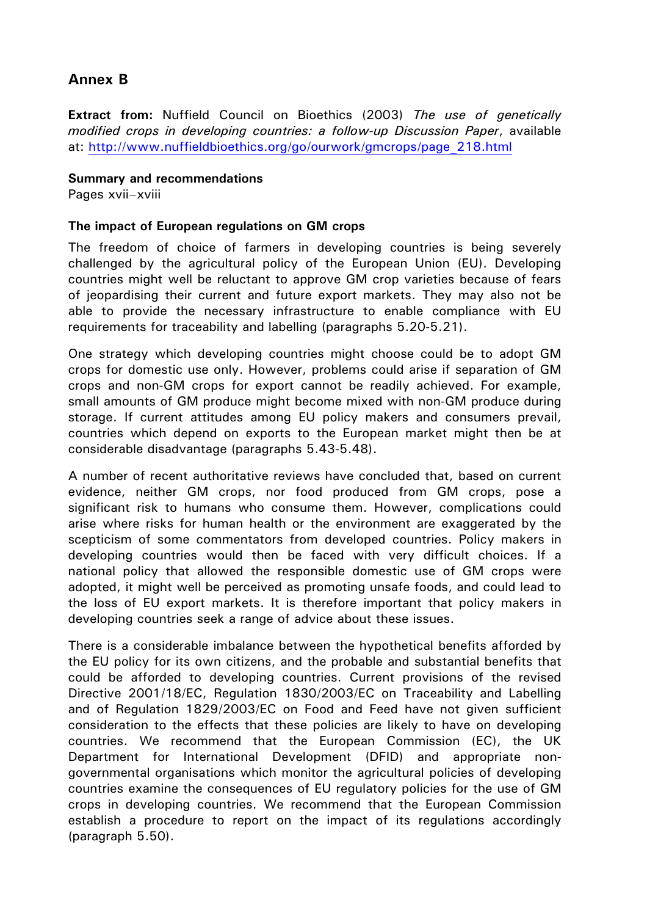## Annex B

**Extract from:** Nuffield Council on Bioethics (2003) *The use of genetically modified crops in developing countries: a follow-up Discussion Paper*, available at: http://www.nuffieldbioethics.org/go/ourwork/gmcrops/page_218.html

**Summary and recommendations**
Pages xvii–xviii

**The impact of European regulations on GM crops**

The freedom of choice of farmers in developing countries is being severely challenged by the agricultural policy of the European Union (EU). Developing countries might well be reluctant to approve GM crop varieties because of fears of jeopardising their current and future export markets. They may also not be able to provide the necessary infrastructure to enable compliance with EU requirements for traceability and labelling (paragraphs 5.20-5.21).

One strategy which developing countries might choose could be to adopt GM crops for domestic use only. However, problems could arise if separation of GM crops and non-GM crops for export cannot be readily achieved. For example, small amounts of GM produce might become mixed with non-GM produce during storage. If current attitudes among EU policy makers and consumers prevail, countries which depend on exports to the European market might then be at considerable disadvantage (paragraphs 5.43-5.48).

A number of recent authoritative reviews have concluded that, based on current evidence, neither GM crops, nor food produced from GM crops, pose a significant risk to humans who consume them. However, complications could arise where risks for human health or the environment are exaggerated by the scepticism of some commentators from developed countries. Policy makers in developing countries would then be faced with very difficult choices. If a national policy that allowed the responsible domestic use of GM crops were adopted, it might well be perceived as promoting unsafe foods, and could lead to the loss of EU export markets. It is therefore important that policy makers in developing countries seek a range of advice about these issues.

There is a considerable imbalance between the hypothetical benefits afforded by the EU policy for its own citizens, and the probable and substantial benefits that could be afforded to developing countries. Current provisions of the revised Directive 2001/18/EC, Regulation 1830/2003/EC on Traceability and Labelling and of Regulation 1829/2003/EC on Food and Feed have not given sufficient consideration to the effects that these policies are likely to have on developing countries. We recommend that the European Commission (EC), the UK Department for International Development (DFID) and appropriate non-governmental organisations which monitor the agricultural policies of developing countries examine the consequences of EU regulatory policies for the use of GM crops in developing countries. We recommend that the European Commission establish a procedure to report on the impact of its regulations accordingly (paragraph 5.50).